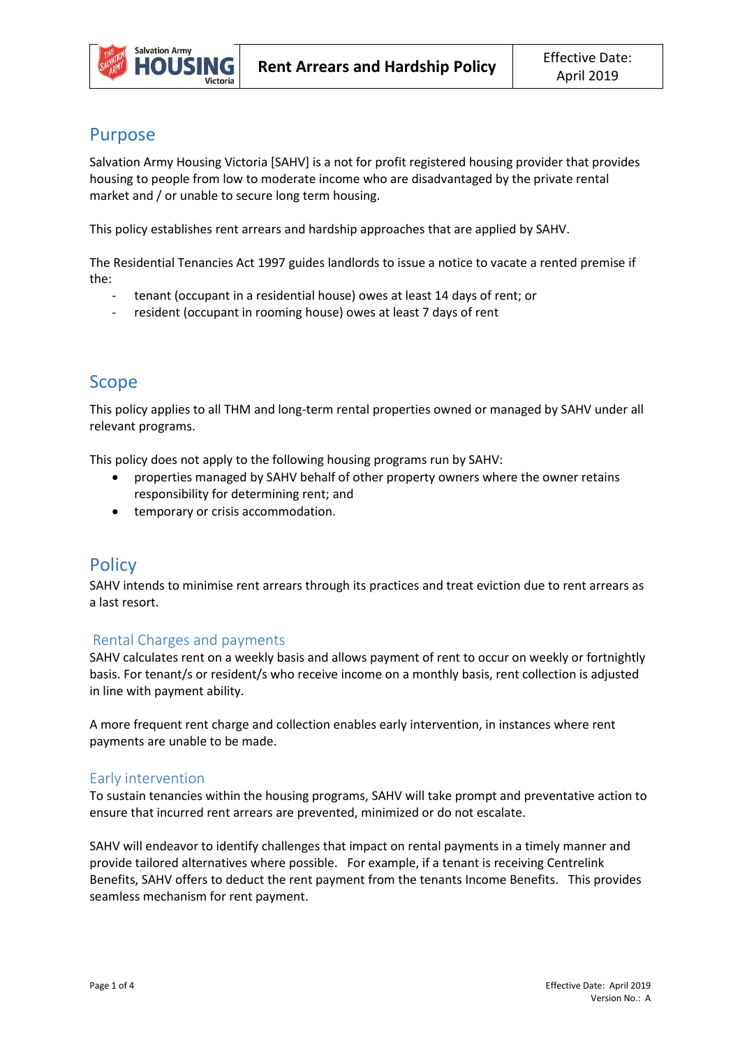# Rent Arrears and Hardship Policy

Effective Date: April 2019

## Purpose

Salvation Army Housing Victoria [SAHV] is a not for profit registered housing provider that provides housing to people from low to moderate income who are disadvantaged by the private rental market and / or unable to secure long term housing.

This policy establishes rent arrears and hardship approaches that are applied by SAHV.

The Residential Tenancies Act 1997 guides landlords to issue a notice to vacate a rented premise if the:

- tenant (occupant in a residential house) owes at least 14 days of rent; or
- resident (occupant in rooming house) owes at least 7 days of rent

## Scope

This policy applies to all THM and long-term rental properties owned or managed by SAHV under all relevant programs.

This policy does not apply to the following housing programs run by SAHV:

- properties managed by SAHV behalf of other property owners where the owner retains responsibility for determining rent; and
- temporary or crisis accommodation.

## Policy

SAHV intends to minimise rent arrears through its practices and treat eviction due to rent arrears as a last resort.

### Rental Charges and payments

SAHV calculates rent on a weekly basis and allows payment of rent to occur on weekly or fortnightly basis. For tenant/s or resident/s who receive income on a monthly basis, rent collection is adjusted in line with payment ability.

A more frequent rent charge and collection enables early intervention, in instances where rent payments are unable to be made.

### Early intervention

To sustain tenancies within the housing programs, SAHV will take prompt and preventative action to ensure that incurred rent arrears are prevented, minimized or do not escalate.

SAHV will endeavor to identify challenges that impact on rental payments in a timely manner and provide tailored alternatives where possible. For example, if a tenant is receiving Centrelink Benefits, SAHV offers to deduct the rent payment from the tenants Income Benefits. This provides seamless mechanism for rent payment.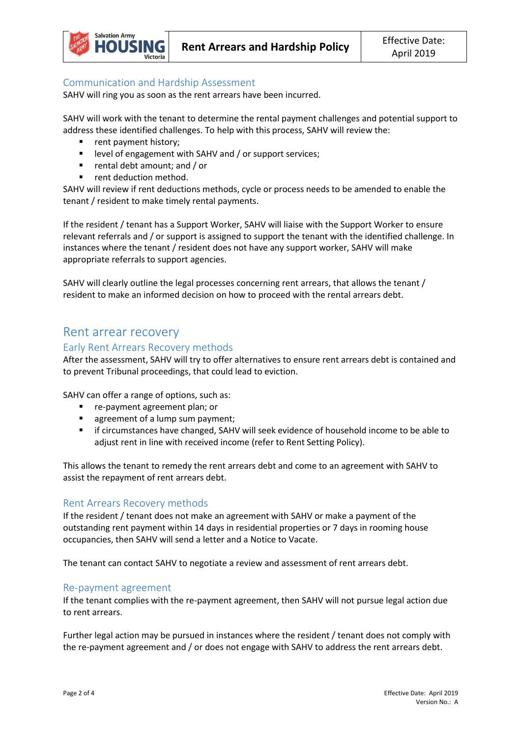### Communication and Hardship Assessment

SAHV will ring you as soon as the rent arrears have been incurred.

SAHV will work with the tenant to determine the rental payment challenges and potential support to address these identified challenges. To help with this process, SAHV will review the:

- rent payment history;
- level of engagement with SAHV and / or support services;
- rental debt amount; and / or
- rent deduction method.

SAHV will review if rent deductions methods, cycle or process needs to be amended to enable the tenant / resident to make timely rental payments.

If the resident / tenant has a Support Worker, SAHV will liaise with the Support Worker to ensure relevant referrals and / or support is assigned to support the tenant with the identified challenge. In instances where the tenant / resident does not have any support worker, SAHV will make appropriate referrals to support agencies.

SAHV will clearly outline the legal processes concerning rent arrears, that allows the tenant / resident to make an informed decision on how to proceed with the rental arrears debt.

## Rent arrear recovery

### Early Rent Arrears Recovery methods

After the assessment, SAHV will try to offer alternatives to ensure rent arrears debt is contained and to prevent Tribunal proceedings, that could lead to eviction.

SAHV can offer a range of options, such as:

- re-payment agreement plan; or
- agreement of a lump sum payment;
- if circumstances have changed, SAHV will seek evidence of household income to be able to adjust rent in line with received income (refer to Rent Setting Policy).

This allows the tenant to remedy the rent arrears debt and come to an agreement with SAHV to assist the repayment of rent arrears debt.

### Rent Arrears Recovery methods

If the resident / tenant does not make an agreement with SAHV or make a payment of the outstanding rent payment within 14 days in residential properties or 7 days in rooming house occupancies, then SAHV will send a letter and a Notice to Vacate.

The tenant can contact SAHV to negotiate a review and assessment of rent arrears debt.

### Re-payment agreement

If the tenant complies with the re-payment agreement, then SAHV will not pursue legal action due to rent arrears.

Further legal action may be pursued in instances where the resident / tenant does not comply with the re-payment agreement and / or does not engage with SAHV to address the rent arrears debt.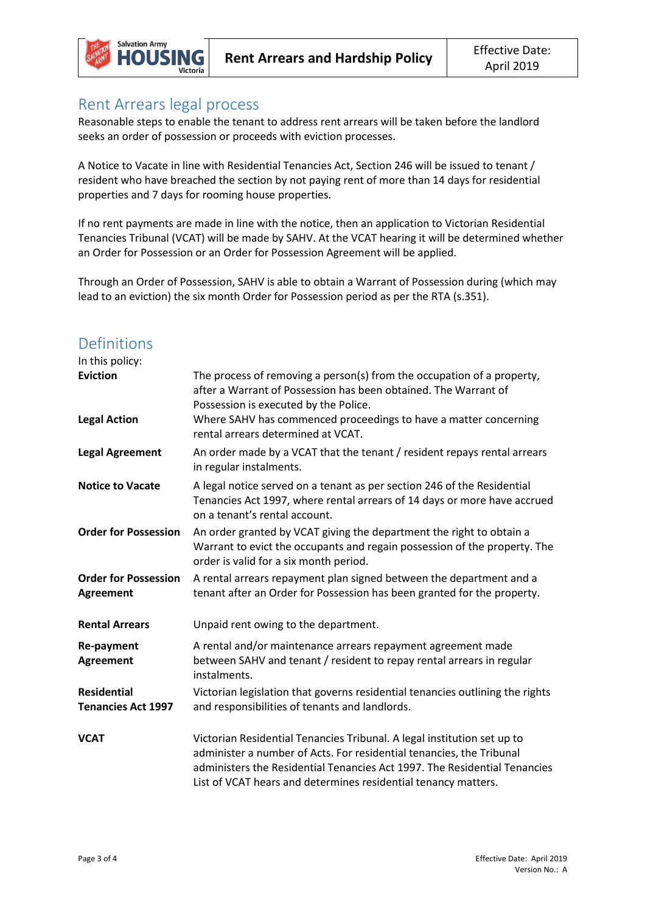## Rent Arrears legal process

Reasonable steps to enable the tenant to address rent arrears will be taken before the landlord seeks an order of possession or proceeds with eviction processes.

A Notice to Vacate in line with Residential Tenancies Act, Section 246 will be issued to tenant / resident who have breached the section by not paying rent of more than 14 days for residential properties and 7 days for rooming house properties.

If no rent payments are made in line with the notice, then an application to Victorian Residential Tenancies Tribunal (VCAT) will be made by SAHV. At the VCAT hearing it will be determined whether an Order for Possession or an Order for Possession Agreement will be applied.

Through an Order of Possession, SAHV is able to obtain a Warrant of Possession during (which may lead to an eviction) the six month Order for Possession period as per the RTA (s.351).

## Definitions

In this policy:

| | |
|---|---|
| **Eviction** | The process of removing a person(s) from the occupation of a property, after a Warrant of Possession has been obtained. The Warrant of Possession is executed by the Police. |
| **Legal Action** | Where SAHV has commenced proceedings to have a matter concerning rental arrears determined at VCAT. |
| **Legal Agreement** | An order made by a VCAT that the tenant / resident repays rental arrears in regular instalments. |
| **Notice to Vacate** | A legal notice served on a tenant as per section 246 of the Residential Tenancies Act 1997, where rental arrears of 14 days or more have accrued on a tenant's rental account. |
| **Order for Possession** | An order granted by VCAT giving the department the right to obtain a Warrant to evict the occupants and regain possession of the property. The order is valid for a six month period. |
| **Order for Possession Agreement** | A rental arrears repayment plan signed between the department and a tenant after an Order for Possession has been granted for the property. |
| **Rental Arrears** | Unpaid rent owing to the department. |
| **Re-payment Agreement** | A rental and/or maintenance arrears repayment agreement made between SAHV and tenant / resident to repay rental arrears in regular instalments. |
| **Residential Tenancies Act 1997** | Victorian legislation that governs residential tenancies outlining the rights and responsibilities of tenants and landlords. |
| **VCAT** | Victorian Residential Tenancies Tribunal. A legal institution set up to administer a number of Acts. For residential tenancies, the Tribunal administers the Residential Tenancies Act 1997. The Residential Tenancies List of VCAT hears and determines residential tenancy matters. |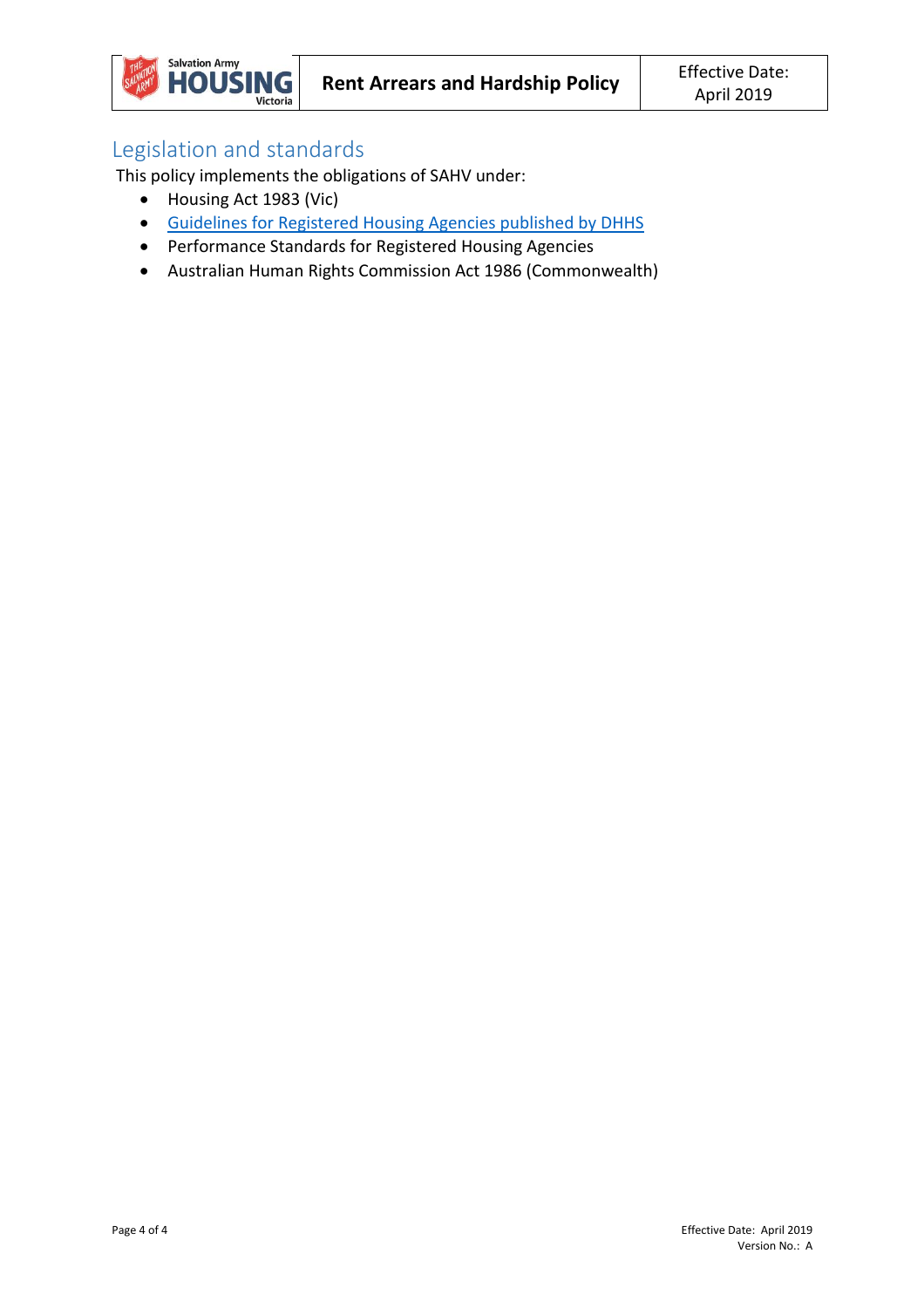## Legislation and standards

This policy implements the obligations of SAHV under:

- Housing Act 1983 (Vic)
- Guidelines for Registered Housing Agencies published by DHHS
- Performance Standards for Registered Housing Agencies
- Australian Human Rights Commission Act 1986 (Commonwealth)